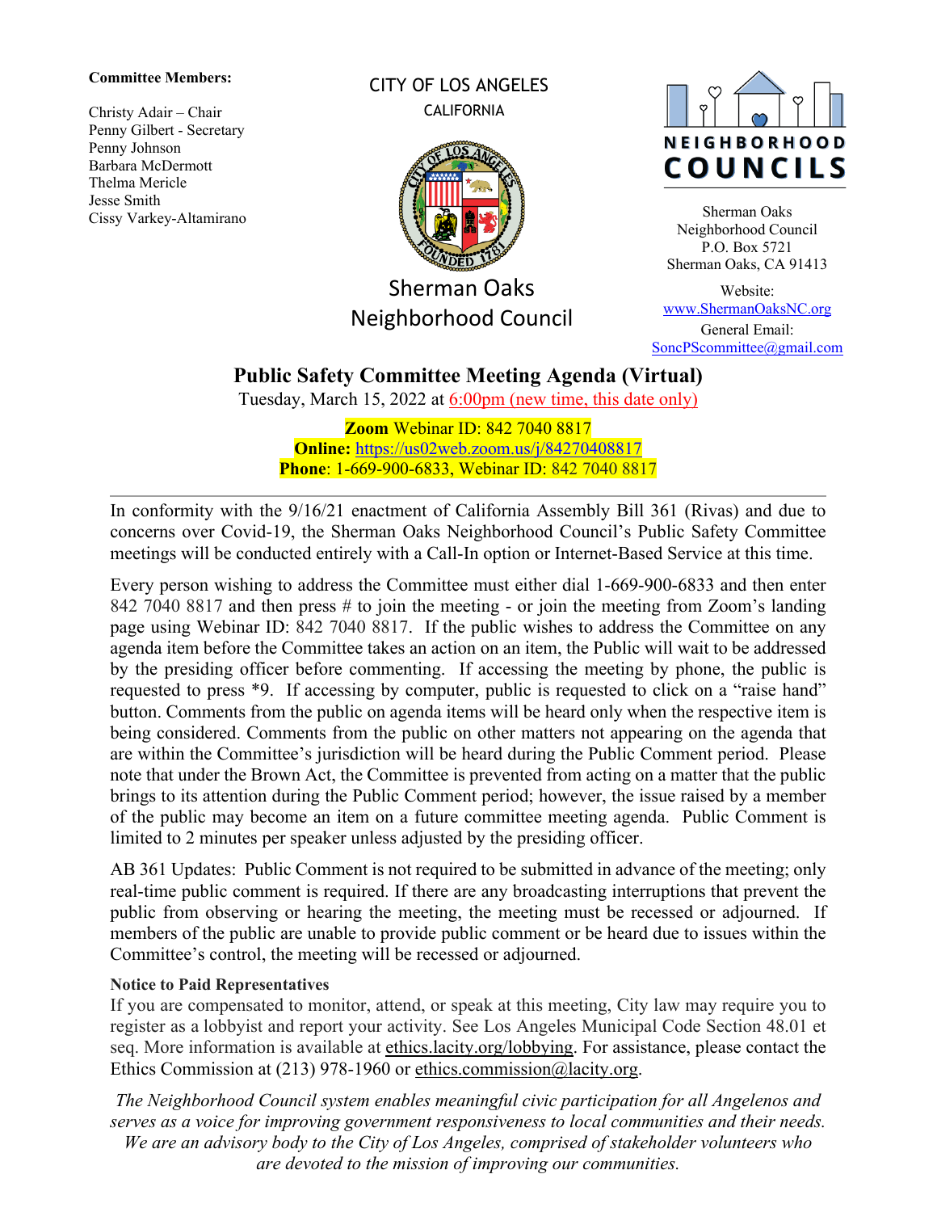**Committee Members:**

Christy Adair – Chair
Penny Gilbert - Secretary
Penny Johnson
Barbara McDermott
Thelma Mericle
Jesse Smith
Cissy Varkey-Altamirano

CITY OF LOS ANGELES
CALIFORNIA

Sherman Oaks
Neighborhood Council

NEIGHBORHOOD COUNCILS

Sherman Oaks
Neighborhood Council
P.O. Box 5721
Sherman Oaks, CA 91413

Website:
www.ShermanOaksNC.org
General Email:
SoncPScommittee@gmail.com

# Public Safety Committee Meeting Agenda (Virtual)

Tuesday, March 15, 2022 at 6:00pm (new time, this date only)

**Zoom** Webinar ID: 842 7040 8817
**Online:** https://us02web.zoom.us/j/84270408817
**Phone**: 1-669-900-6833, Webinar ID: 842 7040 8817

---

In conformity with the 9/16/21 enactment of California Assembly Bill 361 (Rivas) and due to concerns over Covid-19, the Sherman Oaks Neighborhood Council's Public Safety Committee meetings will be conducted entirely with a Call-In option or Internet-Based Service at this time.

Every person wishing to address the Committee must either dial 1-669-900-6833 and then enter 842 7040 8817 and then press # to join the meeting - or join the meeting from Zoom's landing page using Webinar ID: 842 7040 8817. If the public wishes to address the Committee on any agenda item before the Committee takes an action on an item, the Public will wait to be addressed by the presiding officer before commenting. If accessing the meeting by phone, the public is requested to press *9. If accessing by computer, public is requested to click on a "raise hand" button. Comments from the public on agenda items will be heard only when the respective item is being considered. Comments from the public on other matters not appearing on the agenda that are within the Committee's jurisdiction will be heard during the Public Comment period. Please note that under the Brown Act, the Committee is prevented from acting on a matter that the public brings to its attention during the Public Comment period; however, the issue raised by a member of the public may become an item on a future committee meeting agenda. Public Comment is limited to 2 minutes per speaker unless adjusted by the presiding officer.

AB 361 Updates: Public Comment is not required to be submitted in advance of the meeting; only real-time public comment is required. If there are any broadcasting interruptions that prevent the public from observing or hearing the meeting, the meeting must be recessed or adjourned. If members of the public are unable to provide public comment or be heard due to issues within the Committee's control, the meeting will be recessed or adjourned.

**Notice to Paid Representatives**
If you are compensated to monitor, attend, or speak at this meeting, City law may require you to register as a lobbyist and report your activity. See Los Angeles Municipal Code Section 48.01 et seq. More information is available at ethics.lacity.org/lobbying. For assistance, please contact the Ethics Commission at (213) 978-1960 or ethics.commission@lacity.org.

*The Neighborhood Council system enables meaningful civic participation for all Angelenos and serves as a voice for improving government responsiveness to local communities and their needs. We are an advisory body to the City of Los Angeles, comprised of stakeholder volunteers who are devoted to the mission of improving our communities.*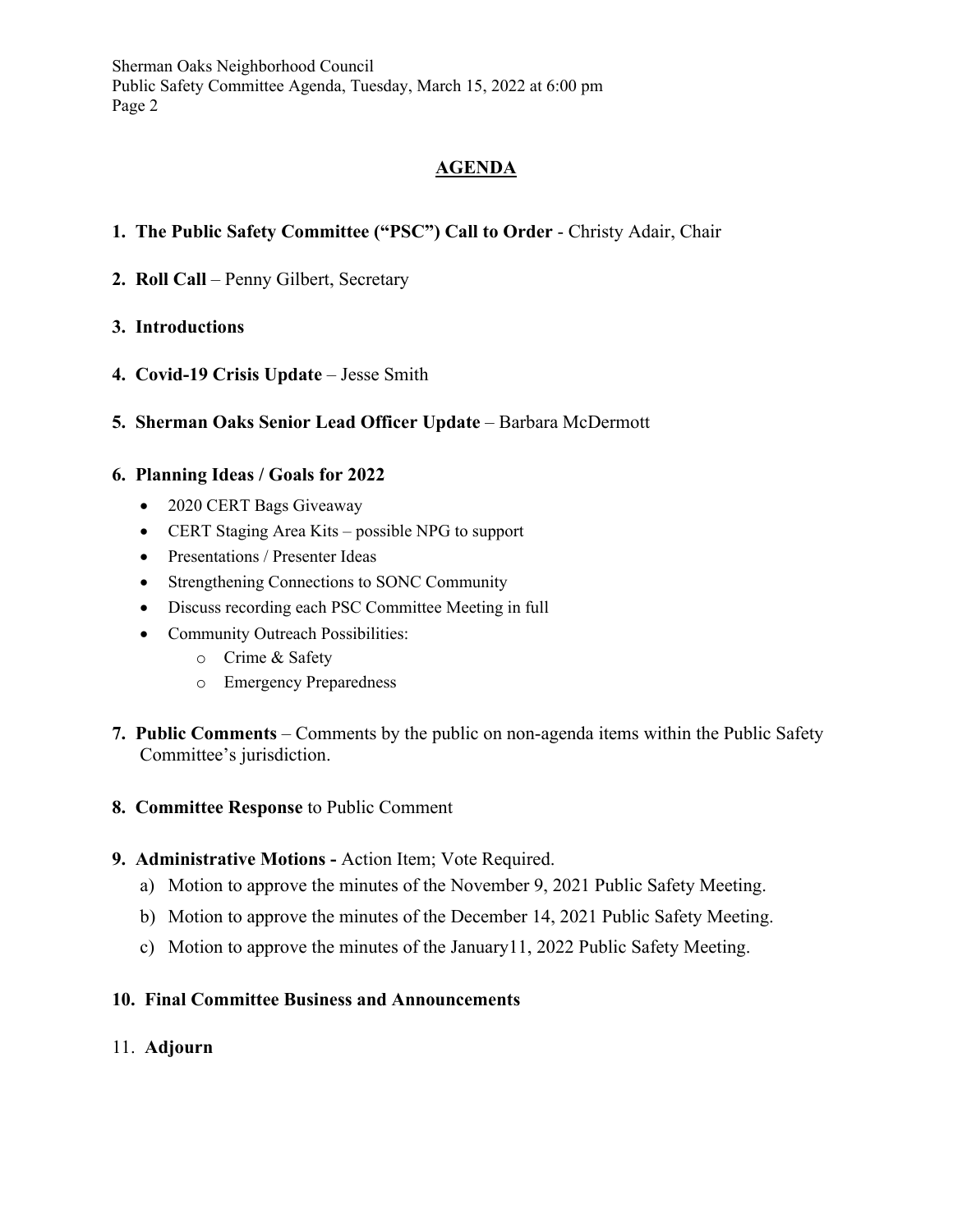## AGENDA

1. **The Public Safety Committee ("PSC") Call to Order** - Christy Adair, Chair

2. **Roll Call** – Penny Gilbert, Secretary

3. **Introductions**

4. **Covid-19 Crisis Update** – Jesse Smith

5. **Sherman Oaks Senior Lead Officer Update** – Barbara McDermott

6. **Planning Ideas / Goals for 2022**
   - 2020 CERT Bags Giveaway
   - CERT Staging Area Kits – possible NPG to support
   - Presentations / Presenter Ideas
   - Strengthening Connections to SONC Community
   - Discuss recording each PSC Committee Meeting in full
   - Community Outreach Possibilities:
     - Crime & Safety
     - Emergency Preparedness

7. **Public Comments** – Comments by the public on non-agenda items within the Public Safety Committee's jurisdiction.

8. **Committee Response** to Public Comment

9. **Administrative Motions -** Action Item; Vote Required.
   a) Motion to approve the minutes of the November 9, 2021 Public Safety Meeting.
   b) Motion to approve the minutes of the December 14, 2021 Public Safety Meeting.
   c) Motion to approve the minutes of the January11, 2022 Public Safety Meeting.

10. **Final Committee Business and Announcements**

11. **Adjourn**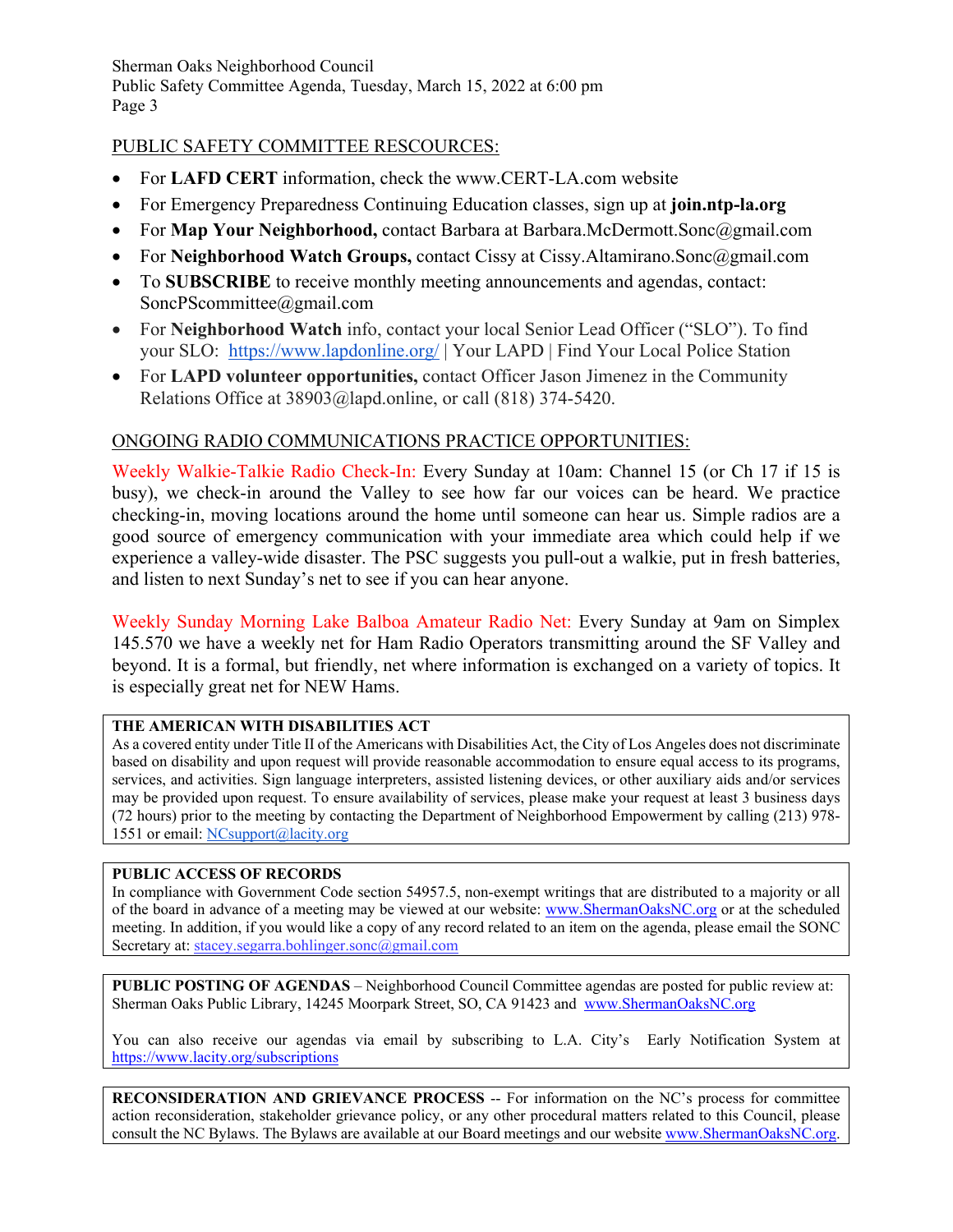## PUBLIC SAFETY COMMITTEE RESCOURCES:

- For **LAFD CERT** information, check the www.CERT-LA.com website
- For Emergency Preparedness Continuing Education classes, sign up at **join.ntp-la.org**
- For **Map Your Neighborhood,** contact Barbara at Barbara.McDermott.Sonc@gmail.com
- For **Neighborhood Watch Groups,** contact Cissy at Cissy.Altamirano.Sonc@gmail.com
- To **SUBSCRIBE** to receive monthly meeting announcements and agendas, contact: SoncPScommittee@gmail.com
- For **Neighborhood Watch** info, contact your local Senior Lead Officer ("SLO"). To find your SLO: https://www.lapdonline.org/ | Your LAPD | Find Your Local Police Station
- For **LAPD volunteer opportunities,** contact Officer Jason Jimenez in the Community Relations Office at 38903@lapd.online, or call (818) 374-5420.

## ONGOING RADIO COMMUNICATIONS PRACTICE OPPORTUNITIES:

Weekly Walkie-Talkie Radio Check-In: Every Sunday at 10am: Channel 15 (or Ch 17 if 15 is busy), we check-in around the Valley to see how far our voices can be heard. We practice checking-in, moving locations around the home until someone can hear us. Simple radios are a good source of emergency communication with your immediate area which could help if we experience a valley-wide disaster. The PSC suggests you pull-out a walkie, put in fresh batteries, and listen to next Sunday's net to see if you can hear anyone.

Weekly Sunday Morning Lake Balboa Amateur Radio Net: Every Sunday at 9am on Simplex 145.570 we have a weekly net for Ham Radio Operators transmitting around the SF Valley and beyond. It is a formal, but friendly, net where information is exchanged on a variety of topics. It is especially great net for NEW Hams.

**THE AMERICAN WITH DISABILITIES ACT**
As a covered entity under Title II of the Americans with Disabilities Act, the City of Los Angeles does not discriminate based on disability and upon request will provide reasonable accommodation to ensure equal access to its programs, services, and activities. Sign language interpreters, assisted listening devices, or other auxiliary aids and/or services may be provided upon request. To ensure availability of services, please make your request at least 3 business days (72 hours) prior to the meeting by contacting the Department of Neighborhood Empowerment by calling (213) 978-1551 or email: NCsupport@lacity.org

**PUBLIC ACCESS OF RECORDS**
In compliance with Government Code section 54957.5, non-exempt writings that are distributed to a majority or all of the board in advance of a meeting may be viewed at our website: www.ShermanOaksNC.org or at the scheduled meeting. In addition, if you would like a copy of any record related to an item on the agenda, please email the SONC Secretary at: stacey.segarra.bohlinger.sonc@gmail.com

**PUBLIC POSTING OF AGENDAS** – Neighborhood Council Committee agendas are posted for public review at: Sherman Oaks Public Library, 14245 Moorpark Street, SO, CA 91423 and www.ShermanOaksNC.org

You can also receive our agendas via email by subscribing to L.A. City's Early Notification System at https://www.lacity.org/subscriptions

**RECONSIDERATION AND GRIEVANCE PROCESS** -- For information on the NC's process for committee action reconsideration, stakeholder grievance policy, or any other procedural matters related to this Council, please consult the NC Bylaws. The Bylaws are available at our Board meetings and our website www.ShermanOaksNC.org.